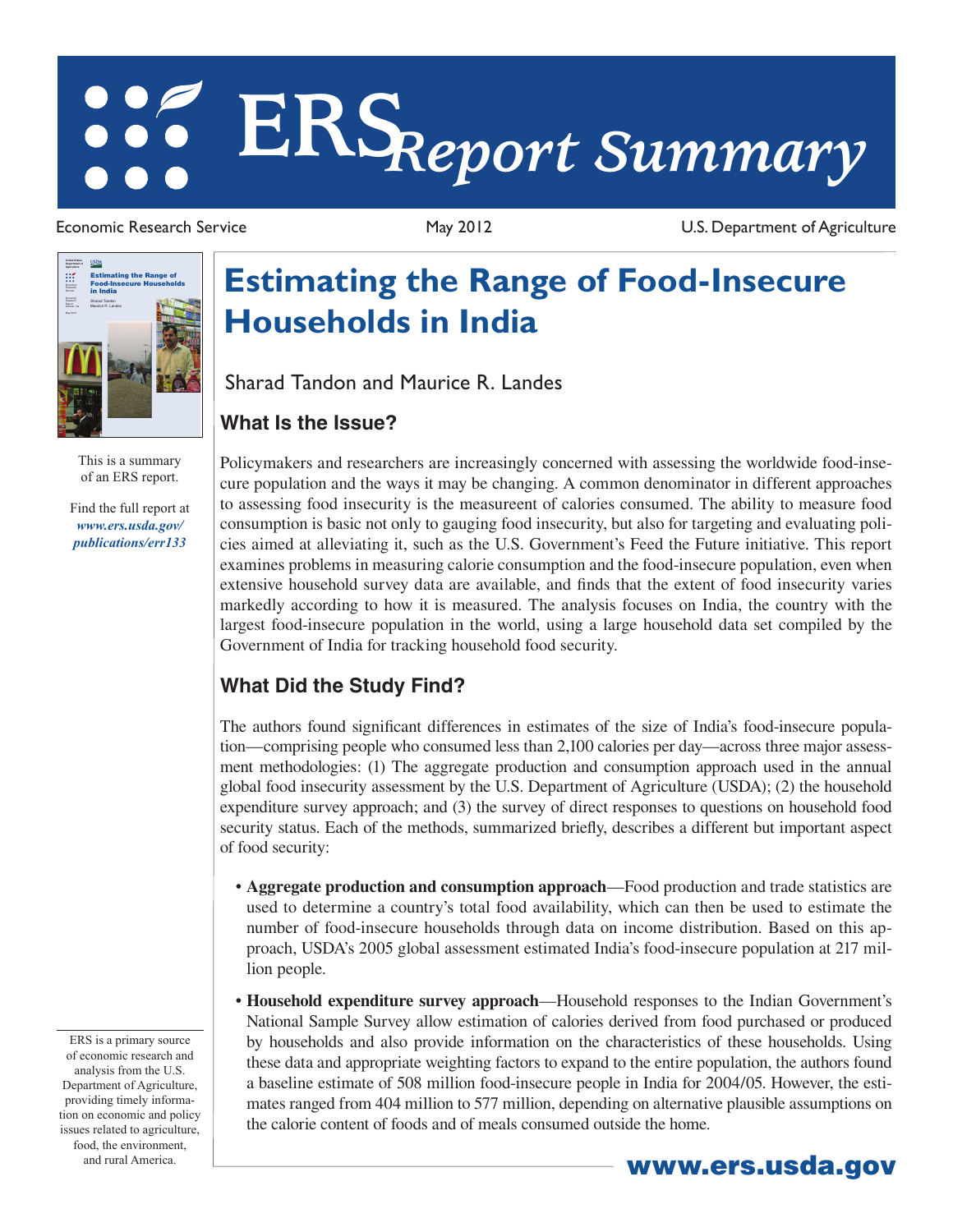# ERS *Report Summary*

Economic Research Service | May 2012 | U.S. Department of Agriculture

This is a summary of an ERS report.

Find the full report at ***www.ers.usda.gov/publications/err133***

## Estimating the Range of Food-Insecure Households in India

Sharad Tandon and Maurice R. Landes

### What Is the Issue?

Policymakers and researchers are increasingly concerned with assessing the worldwide food-insecure population and the ways it may be changing. A common denominator in different approaches to assessing food insecurity is the measureent of calories consumed. The ability to measure food consumption is basic not only to gauging food insecurity, but also for targeting and evaluating policies aimed at alleviating it, such as the U.S. Government's Feed the Future initiative. This report examines problems in measuring calorie consumption and the food-insecure population, even when extensive household survey data are available, and finds that the extent of food insecurity varies markedly according to how it is measured. The analysis focuses on India, the country with the largest food-insecure population in the world, using a large household data set compiled by the Government of India for tracking household food security.

### What Did the Study Find?

The authors found significant differences in estimates of the size of India's food-insecure population—comprising people who consumed less than 2,100 calories per day—across three major assessment methodologies: (1) The aggregate production and consumption approach used in the annual global food insecurity assessment by the U.S. Department of Agriculture (USDA); (2) the household expenditure survey approach; and (3) the survey of direct responses to questions on household food security status. Each of the methods, summarized briefly, describes a different but important aspect of food security:

- **Aggregate production and consumption approach**—Food production and trade statistics are used to determine a country's total food availability, which can then be used to estimate the number of food-insecure households through data on income distribution. Based on this approach, USDA's 2005 global assessment estimated India's food-insecure population at 217 million people.
- **Household expenditure survey approach**—Household responses to the Indian Government's National Sample Survey allow estimation of calories derived from food purchased or produced by households and also provide information on the characteristics of these households. Using these data and appropriate weighting factors to expand to the entire population, the authors found a baseline estimate of 508 million food-insecure people in India for 2004/05. However, the estimates ranged from 404 million to 577 million, depending on alternative plausible assumptions on the calorie content of foods and of meals consumed outside the home.

ERS is a primary source of economic research and analysis from the U.S. Department of Agriculture, providing timely information on economic and policy issues related to agriculture, food, the environment, and rural America.

**www.ers.usda.gov**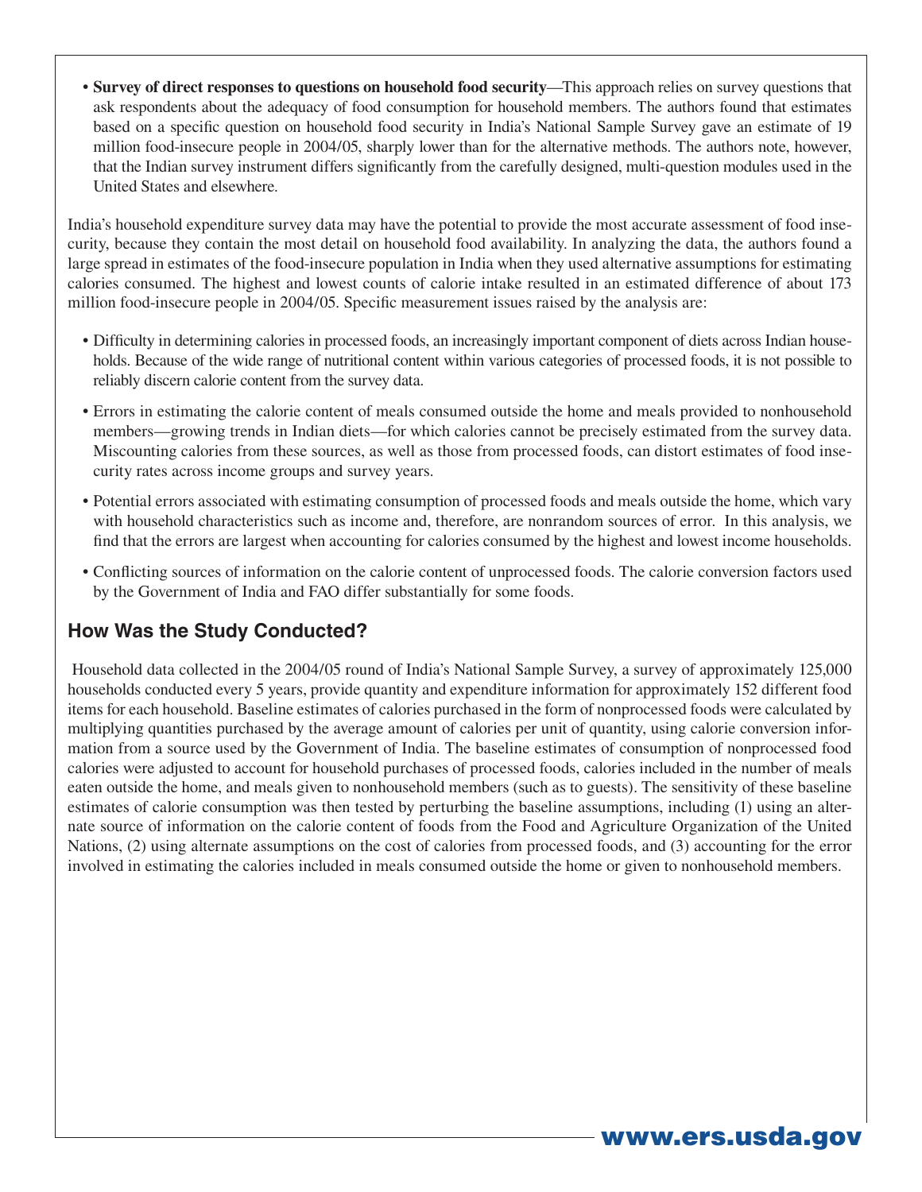- **Survey of direct responses to questions on household food security**—This approach relies on survey questions that ask respondents about the adequacy of food consumption for household members. The authors found that estimates based on a specific question on household food security in India's National Sample Survey gave an estimate of 19 million food-insecure people in 2004/05, sharply lower than for the alternative methods. The authors note, however, that the Indian survey instrument differs significantly from the carefully designed, multi-question modules used in the United States and elsewhere.

India's household expenditure survey data may have the potential to provide the most accurate assessment of food insecurity, because they contain the most detail on household food availability. In analyzing the data, the authors found a large spread in estimates of the food-insecure population in India when they used alternative assumptions for estimating calories consumed. The highest and lowest counts of calorie intake resulted in an estimated difference of about 173 million food-insecure people in 2004/05. Specific measurement issues raised by the analysis are:

- Difficulty in determining calories in processed foods, an increasingly important component of diets across Indian households. Because of the wide range of nutritional content within various categories of processed foods, it is not possible to reliably discern calorie content from the survey data.
- Errors in estimating the calorie content of meals consumed outside the home and meals provided to nonhousehold members—growing trends in Indian diets—for which calories cannot be precisely estimated from the survey data. Miscounting calories from these sources, as well as those from processed foods, can distort estimates of food insecurity rates across income groups and survey years.
- Potential errors associated with estimating consumption of processed foods and meals outside the home, which vary with household characteristics such as income and, therefore, are nonrandom sources of error. In this analysis, we find that the errors are largest when accounting for calories consumed by the highest and lowest income households.
- Conflicting sources of information on the calorie content of unprocessed foods. The calorie conversion factors used by the Government of India and FAO differ substantially for some foods.

## How Was the Study Conducted?

Household data collected in the 2004/05 round of India's National Sample Survey, a survey of approximately 125,000 households conducted every 5 years, provide quantity and expenditure information for approximately 152 different food items for each household. Baseline estimates of calories purchased in the form of nonprocessed foods were calculated by multiplying quantities purchased by the average amount of calories per unit of quantity, using calorie conversion information from a source used by the Government of India. The baseline estimates of consumption of nonprocessed food calories were adjusted to account for household purchases of processed foods, calories included in the number of meals eaten outside the home, and meals given to nonhousehold members (such as to guests). The sensitivity of these baseline estimates of calorie consumption was then tested by perturbing the baseline assumptions, including (1) using an alternate source of information on the calorie content of foods from the Food and Agriculture Organization of the United Nations, (2) using alternate assumptions on the cost of calories from processed foods, and (3) accounting for the error involved in estimating the calories included in meals consumed outside the home or given to nonhousehold members.